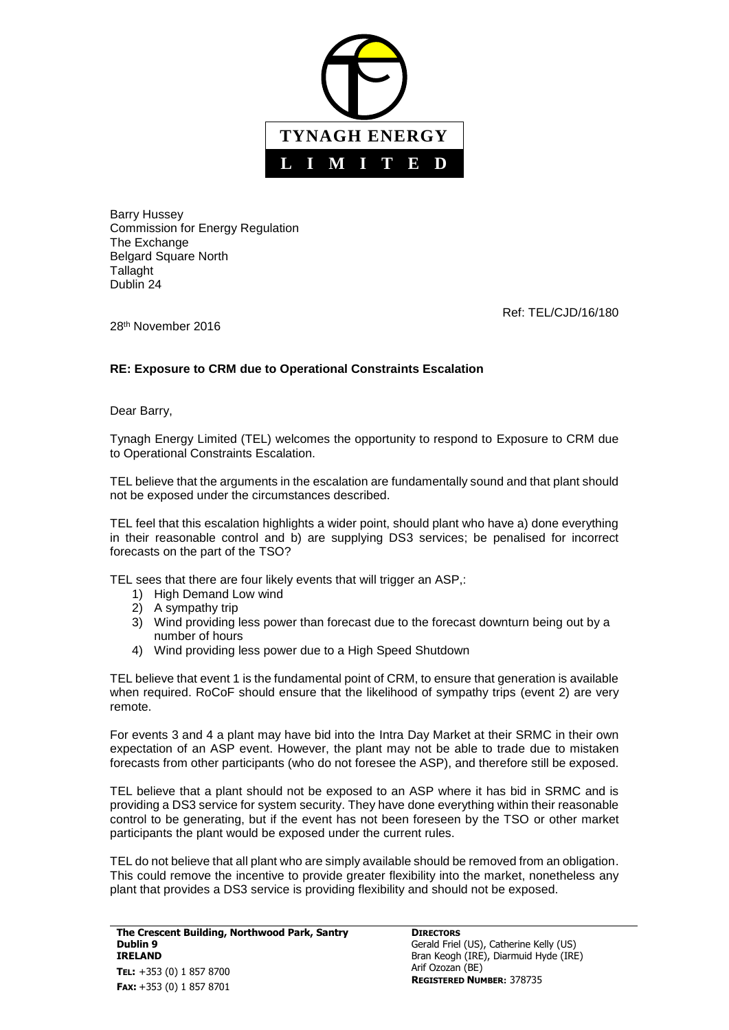**TYNAGH ENERGY**

**L I M I T E D**

Barry Hussey
Commission for Energy Regulation
The Exchange
Belgard Square North
Tallaght
Dublin 24

Ref: TEL/CJD/16/180

28th November 2016

**RE: Exposure to CRM due to Operational Constraints Escalation**

Dear Barry,

Tynagh Energy Limited (TEL) welcomes the opportunity to respond to Exposure to CRM due to Operational Constraints Escalation.

TEL believe that the arguments in the escalation are fundamentally sound and that plant should not be exposed under the circumstances described.

TEL feel that this escalation highlights a wider point, should plant who have a) done everything in their reasonable control and b) are supplying DS3 services; be penalised for incorrect forecasts on the part of the TSO?

TEL sees that there are four likely events that will trigger an ASP,:

1) High Demand Low wind
2) A sympathy trip
3) Wind providing less power than forecast due to the forecast downturn being out by a number of hours
4) Wind providing less power due to a High Speed Shutdown

TEL believe that event 1 is the fundamental point of CRM, to ensure that generation is available when required. RoCoF should ensure that the likelihood of sympathy trips (event 2) are very remote.

For events 3 and 4 a plant may have bid into the Intra Day Market at their SRMC in their own expectation of an ASP event. However, the plant may not be able to trade due to mistaken forecasts from other participants (who do not foresee the ASP), and therefore still be exposed.

TEL believe that a plant should not be exposed to an ASP where it has bid in SRMC and is providing a DS3 service for system security. They have done everything within their reasonable control to be generating, but if the event has not been foreseen by the TSO or other market participants the plant would be exposed under the current rules.

TEL do not believe that all plant who are simply available should be removed from an obligation. This could remove the incentive to provide greater flexibility into the market, nonetheless any plant that provides a DS3 service is providing flexibility and should not be exposed.

**The Crescent Building, Northwood Park, Santry**
**Dublin 9**
**IRELAND**
**TEL:** +353 (0) 1 857 8700
**FAX:** +353 (0) 1 857 8701

**DIRECTORS**
Gerald Friel (US), Catherine Kelly (US)
Bran Keogh (IRE), Diarmuid Hyde (IRE)
Arif Ozozan (BE)
**REGISTERED NUMBER**: 378735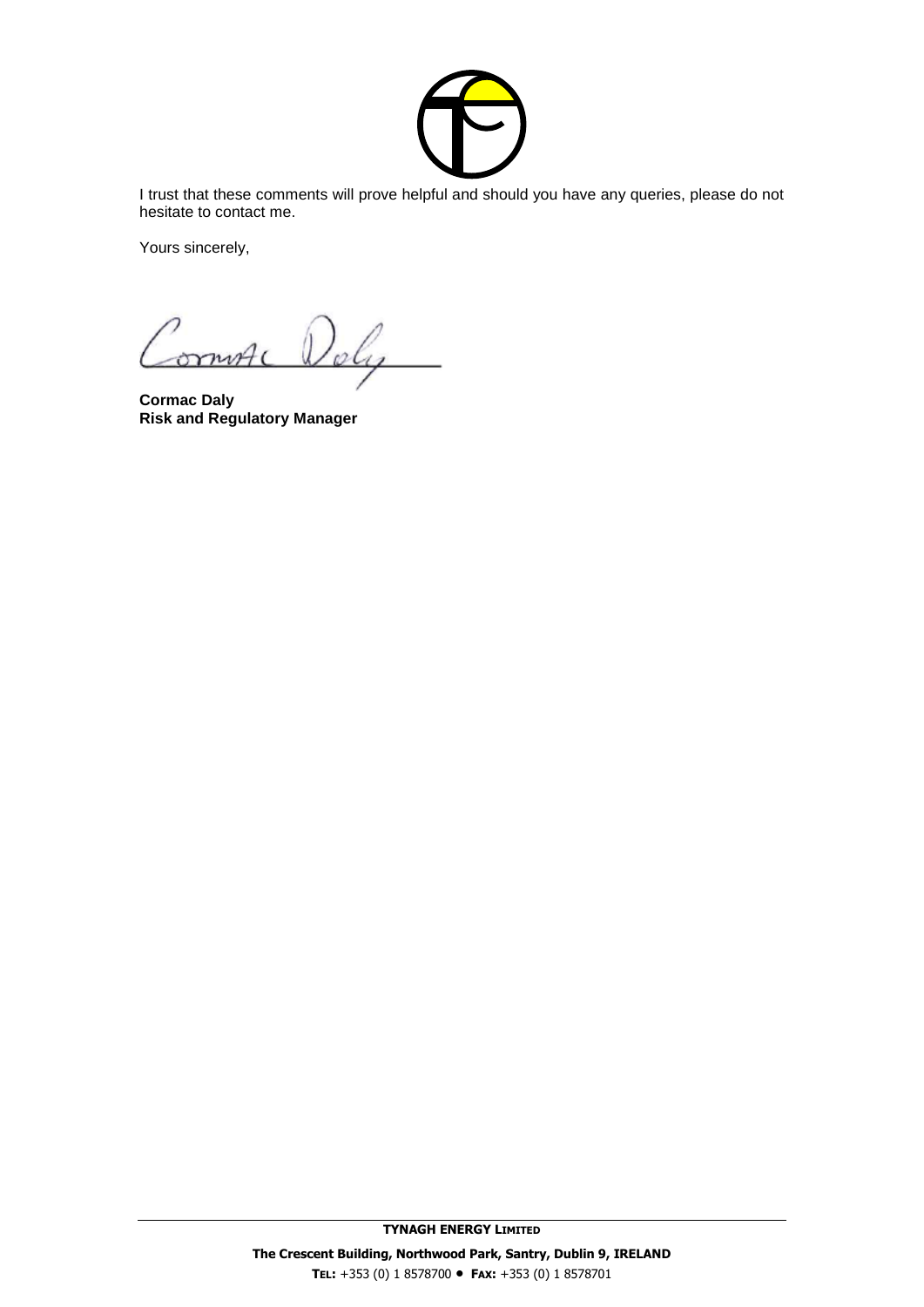I trust that these comments will prove helpful and should you have any queries, please do not hesitate to contact me.

Yours sincerely,

**Cormac Daly**
**Risk and Regulatory Manager**

**TYNAGH ENERGY LIMITED**

**The Crescent Building, Northwood Park, Santry, Dublin 9, IRELAND**

**TEL:** +353 (0) 1 8578700 • **FAX:** +353 (0) 1 8578701